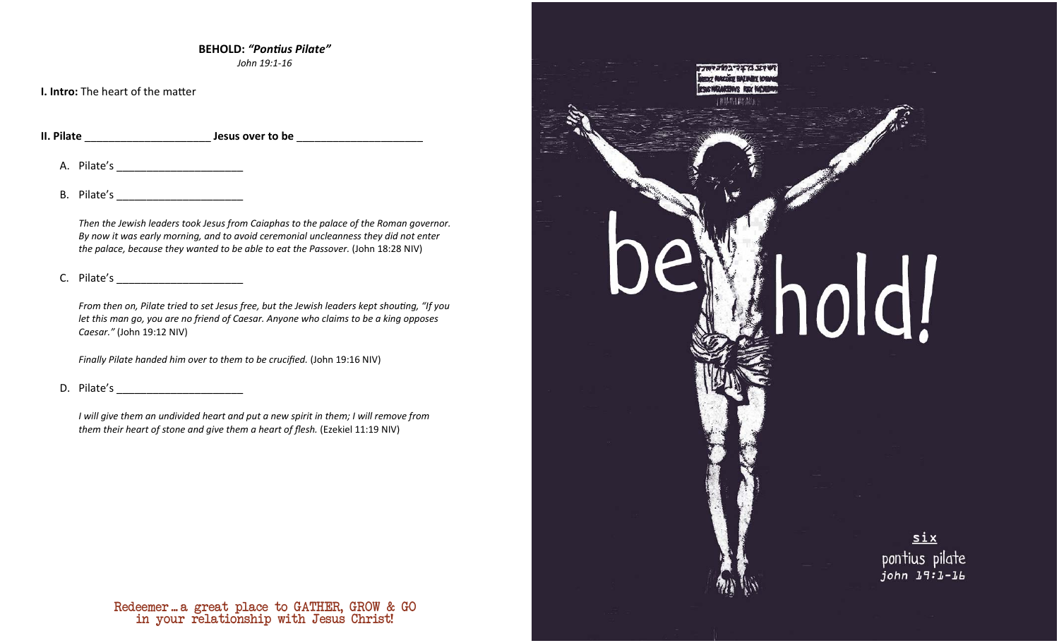**BEHOLD: *"Pontius Pilate"***

*John 19:1-16*

**I. Intro:** The heart of the matter

**II. Pilate _____________________ Jesus over to be _____________________**

A. Pilate's _____________________

B. Pilate's _____________________

*Then the Jewish leaders took Jesus from Caiaphas to the palace of the Roman governor. By now it was early morning, and to avoid ceremonial uncleanness they did not enter the palace, because they wanted to be able to eat the Passover.* (John 18:28 NIV)

C. Pilate's _____________________

*From then on, Pilate tried to set Jesus free, but the Jewish leaders kept shouting, "If you let this man go, you are no friend of Caesar. Anyone who claims to be a king opposes Caesar."* (John 19:12 NIV)

*Finally Pilate handed him over to them to be crucified.* (John 19:16 NIV)

D. Pilate's _____________________

*I will give them an undivided heart and put a new spirit in them; I will remove from them their heart of stone and give them a heart of flesh.* (Ezekiel 11:19 NIV)

Redeemer … a great place to GATHER, GROW & GO in your relationship with Jesus Christ!

be hold!

six

pontius pilate

john 19:1-16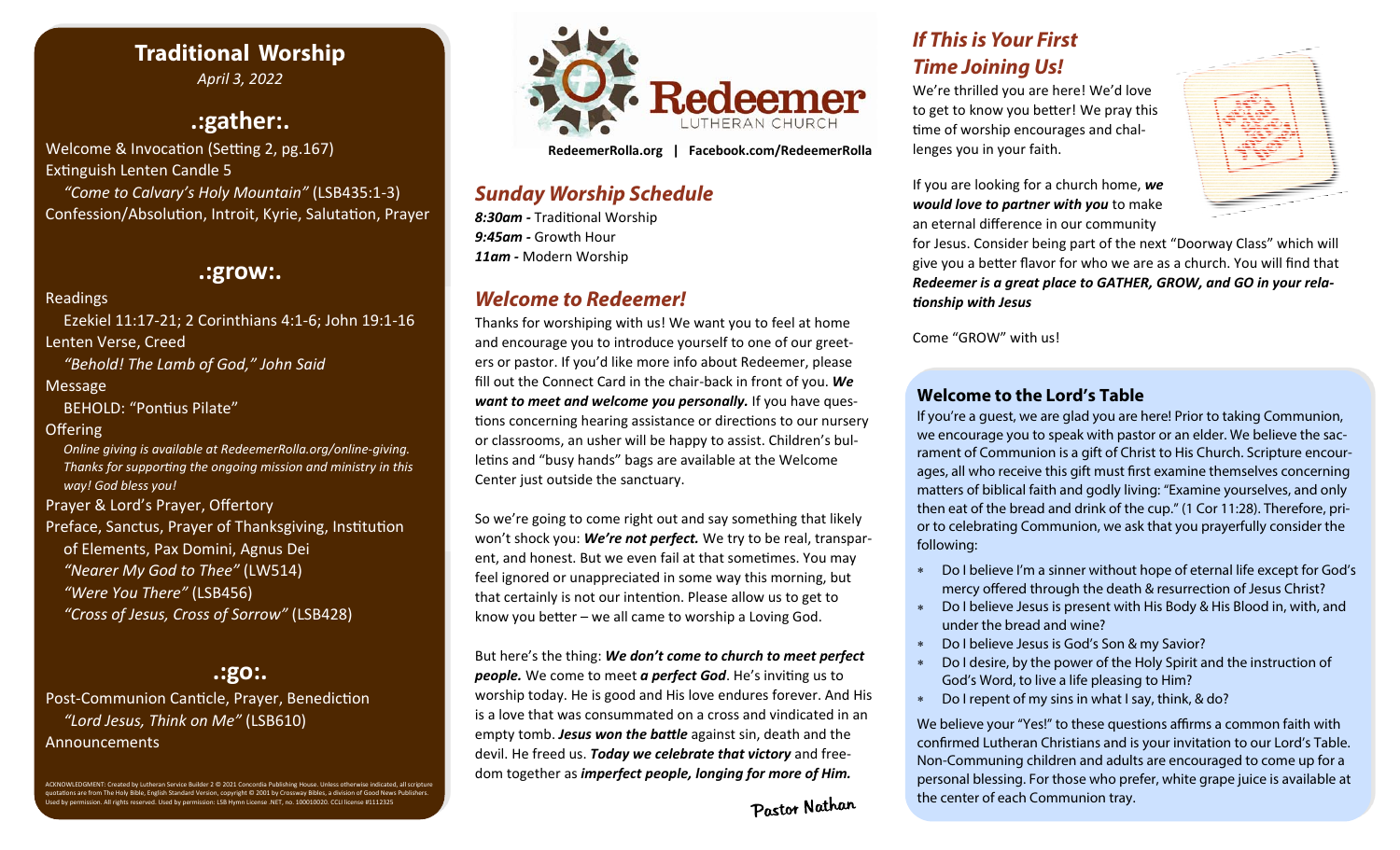## Traditional Worship

*April 3, 2022*

### .:gather:.

Welcome & Invocation (Setting 2, pg.167)
Extinguish Lenten Candle 5
*"Come to Calvary's Holy Mountain"* (LSB435:1-3)
Confession/Absolution, Introit, Kyrie, Salutation, Prayer

### .:grow:.

Readings
Ezekiel 11:17-21; 2 Corinthians 4:1-6; John 19:1-16
Lenten Verse, Creed
*"Behold! The Lamb of God," John Said*
Message
BEHOLD: "Pontius Pilate"
Offering
*Online giving is available at RedeemerRolla.org/online-giving. Thanks for supporting the ongoing mission and ministry in this way! God bless you!*
Prayer & Lord's Prayer, Offertory
Preface, Sanctus, Prayer of Thanksgiving, Institution of Elements, Pax Domini, Agnus Dei
*"Nearer My God to Thee"* (LW514)
*"Were You There"* (LSB456)
*"Cross of Jesus, Cross of Sorrow"* (LSB428)

### .:go:.

Post-Communion Canticle, Prayer, Benediction
*"Lord Jesus, Think on Me"* (LSB610)
Announcements

ACKNOWLEDGMENT: Created by Lutheran Service Builder 2 © 2021 Concordia Publishing House. Unless otherwise indicated, all scripture quotations are from The Holy Bible, English Standard Version, copyright © 2001 by Crossway Bibles, a division of Good News Publishers. Used by permission. All rights reserved. Used by permission: LSB Hymn License .NET, no. 100010020. CCLI license #1112325

Redeemer LUTHERAN CHURCH

**RedeemerRolla.org | Facebook.com/RedeemerRolla**

## *Sunday Worship Schedule*

***8:30am -*** Traditional Worship
***9:45am -*** Growth Hour
***11am -*** Modern Worship

## *Welcome to Redeemer!*

Thanks for worshiping with us! We want you to feel at home and encourage you to introduce yourself to one of our greeters or pastor. If you'd like more info about Redeemer, please fill out the Connect Card in the chair-back in front of you. ***We want to meet and welcome you personally.*** If you have questions concerning hearing assistance or directions to our nursery or classrooms, an usher will be happy to assist. Children's bulletins and "busy hands" bags are available at the Welcome Center just outside the sanctuary.

So we're going to come right out and say something that likely won't shock you: ***We're not perfect.*** We try to be real, transparent, and honest. But we even fail at that sometimes. You may feel ignored or unappreciated in some way this morning, but that certainly is not our intention. Please allow us to get to know you better – we all came to worship a Loving God.

But here's the thing: ***We don't come to church to meet perfect people.*** We come to meet ***a perfect God***. He's inviting us to worship today. He is good and His love endures forever. And His is a love that was consummated on a cross and vindicated in an empty tomb. ***Jesus won the battle*** against sin, death and the devil. He freed us. ***Today we celebrate that victory*** and freedom together as ***imperfect people, longing for more of Him.***

Pastor Nathan

## *If This is Your First Time Joining Us!*

We're thrilled you are here! We'd love to get to know you better! We pray this time of worship encourages and challenges you in your faith.

If you are looking for a church home, ***we would love to partner with you*** to make an eternal difference in our community for Jesus. Consider being part of the next "Doorway Class" which will give you a better flavor for who we are as a church. You will find that ***Redeemer is a great place to GATHER, GROW, and GO in your relationship with Jesus***

Come "GROW" with us!

### Welcome to the Lord's Table

If you're a guest, we are glad you are here! Prior to taking Communion, we encourage you to speak with pastor or an elder. We believe the sacrament of Communion is a gift of Christ to His Church. Scripture encourages, all who receive this gift must first examine themselves concerning matters of biblical faith and godly living: "Examine yourselves, and only then eat of the bread and drink of the cup." (1 Cor 11:28). Therefore, prior to celebrating Communion, we ask that you prayerfully consider the following:

- Do I believe I'm a sinner without hope of eternal life except for God's mercy offered through the death & resurrection of Jesus Christ?
- Do I believe Jesus is present with His Body & His Blood in, with, and under the bread and wine?
- Do I believe Jesus is God's Son & my Savior?
- Do I desire, by the power of the Holy Spirit and the instruction of God's Word, to live a life pleasing to Him?
- Do I repent of my sins in what I say, think, & do?

We believe your "Yes!" to these questions affirms a common faith with confirmed Lutheran Christians and is your invitation to our Lord's Table. Non-Communing children and adults are encouraged to come up for a personal blessing. For those who prefer, white grape juice is available at the center of each Communion tray.